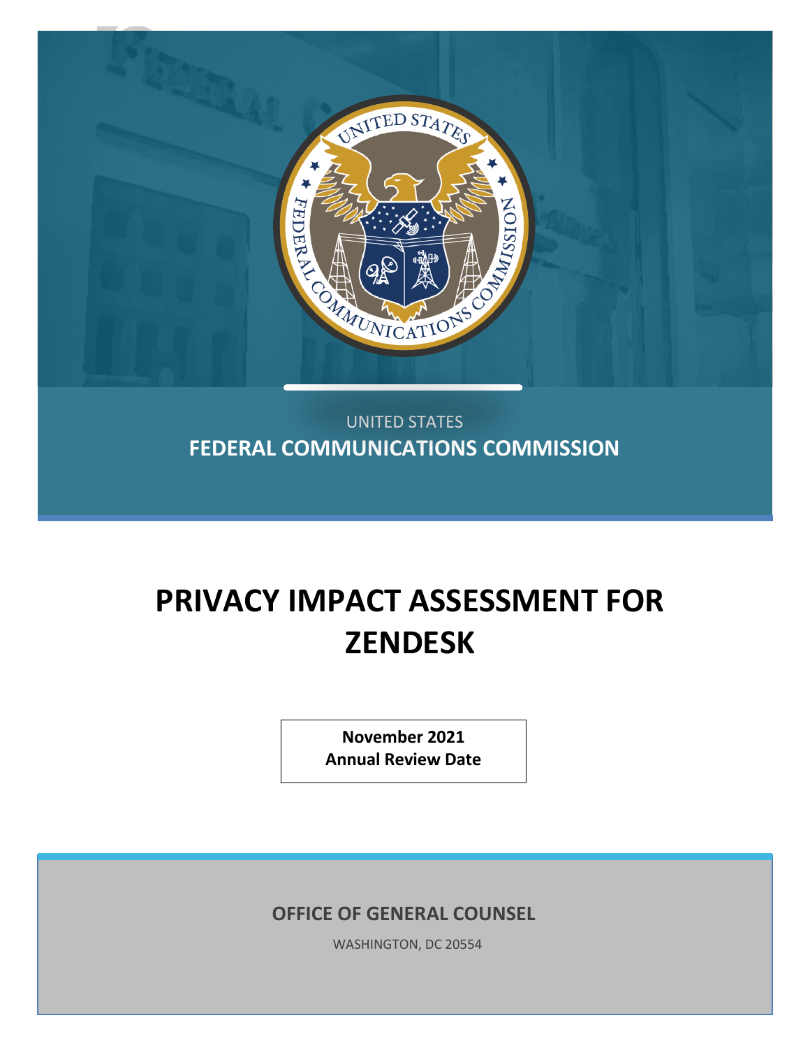UNITED STATES

**FEDERAL COMMUNICATIONS COMMISSION**

# PRIVACY IMPACT ASSESSMENT FOR ZENDESK

**November 2021**
**Annual Review Date**

**OFFICE OF GENERAL COUNSEL**

WASHINGTON, DC 20554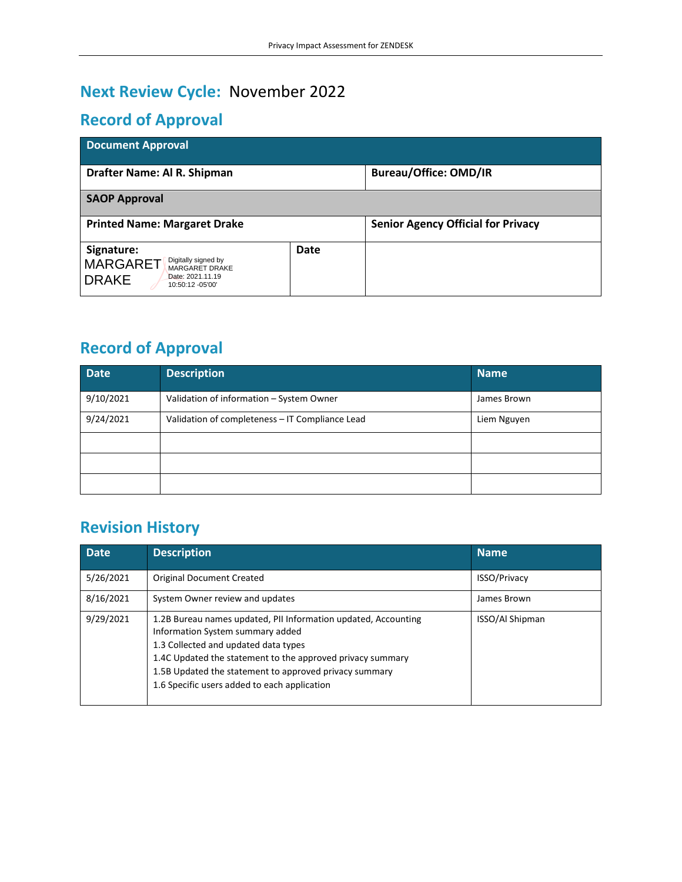## Next Review Cycle: November 2022

## Record of Approval

| Document Approval | | |
|---|---|---|
| **Drafter Name: Al R. Shipman** | | **Bureau/Office: OMD/IR** |
| **SAOP Approval** | | |
| **Printed Name: Margaret Drake** | | **Senior Agency Official for Privacy** |
| **Signature:** MARGARET DRAKE Digitally signed by MARGARET DRAKE Date: 2021.11.19 10:50:12 -05'00' | **Date** | |

## Record of Approval

| Date | Description | Name |
|---|---|---|
| 9/10/2021 | Validation of information – System Owner | James Brown |
| 9/24/2021 | Validation of completeness – IT Compliance Lead | Liem Nguyen |
| | | |
| | | |
| | | |

## Revision History

| Date | Description | Name |
|---|---|---|
| 5/26/2021 | Original Document Created | ISSO/Privacy |
| 8/16/2021 | System Owner review and updates | James Brown |
| 9/29/2021 | 1.2B Bureau names updated, PII Information updated, Accounting Information System summary added<br>1.3 Collected and updated data types<br>1.4C Updated the statement to the approved privacy summary<br>1.5B Updated the statement to approved privacy summary<br>1.6 Specific users added to each application | ISSO/Al Shipman |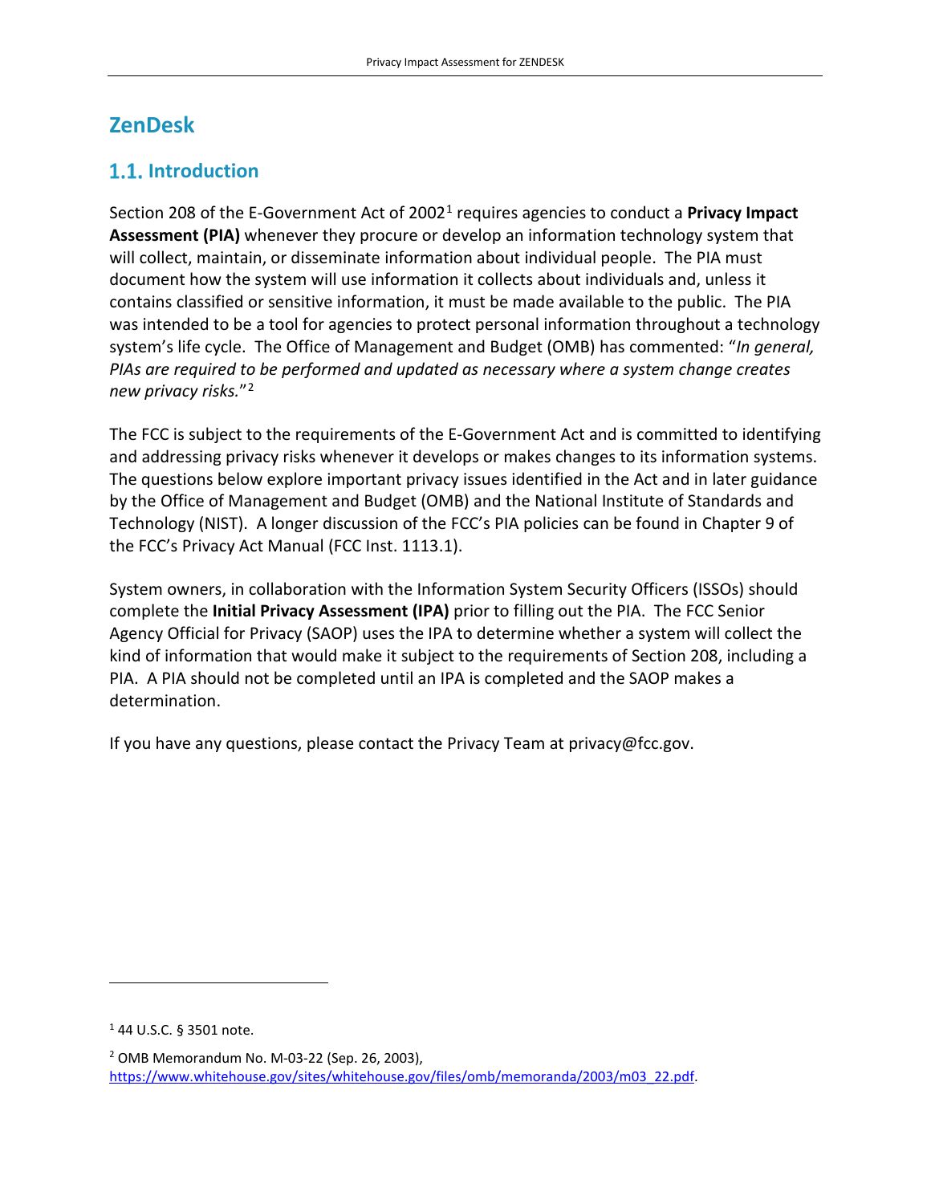# ZenDesk

## 1.1. Introduction

Section 208 of the E-Government Act of 2002[1] requires agencies to conduct a **Privacy Impact Assessment (PIA)** whenever they procure or develop an information technology system that will collect, maintain, or disseminate information about individual people. The PIA must document how the system will use information it collects about individuals and, unless it contains classified or sensitive information, it must be made available to the public. The PIA was intended to be a tool for agencies to protect personal information throughout a technology system's life cycle. The Office of Management and Budget (OMB) has commented: "*In general, PIAs are required to be performed and updated as necessary where a system change creates new privacy risks.*"[2]

The FCC is subject to the requirements of the E-Government Act and is committed to identifying and addressing privacy risks whenever it develops or makes changes to its information systems. The questions below explore important privacy issues identified in the Act and in later guidance by the Office of Management and Budget (OMB) and the National Institute of Standards and Technology (NIST). A longer discussion of the FCC's PIA policies can be found in Chapter 9 of the FCC's Privacy Act Manual (FCC Inst. 1113.1).

System owners, in collaboration with the Information System Security Officers (ISSOs) should complete the **Initial Privacy Assessment (IPA)** prior to filling out the PIA. The FCC Senior Agency Official for Privacy (SAOP) uses the IPA to determine whether a system will collect the kind of information that would make it subject to the requirements of Section 208, including a PIA. A PIA should not be completed until an IPA is completed and the SAOP makes a determination.

If you have any questions, please contact the Privacy Team at privacy@fcc.gov.

---

[1] 44 U.S.C. § 3501 note.

[2] OMB Memorandum No. M-03-22 (Sep. 26, 2003), https://www.whitehouse.gov/sites/whitehouse.gov/files/omb/memoranda/2003/m03_22.pdf.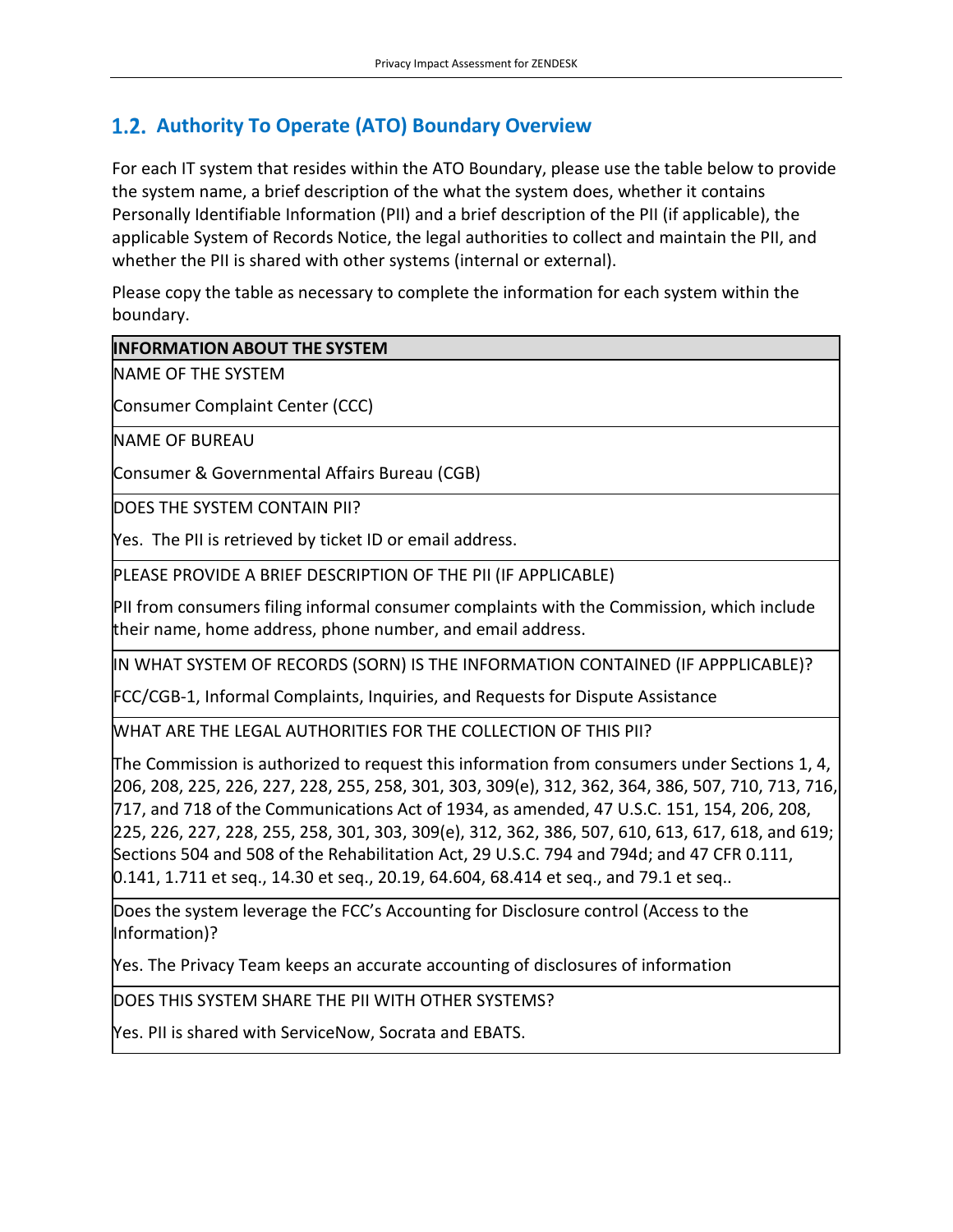## 1.2. Authority To Operate (ATO) Boundary Overview

For each IT system that resides within the ATO Boundary, please use the table below to provide the system name, a brief description of the what the system does, whether it contains Personally Identifiable Information (PII) and a brief description of the PII (if applicable), the applicable System of Records Notice, the legal authorities to collect and maintain the PII, and whether the PII is shared with other systems (internal or external).

Please copy the table as necessary to complete the information for each system within the boundary.

| **INFORMATION ABOUT THE SYSTEM** |
|---|
| NAME OF THE SYSTEM<br><br>Consumer Complaint Center (CCC) |
| NAME OF BUREAU<br><br>Consumer & Governmental Affairs Bureau (CGB) |
| DOES THE SYSTEM CONTAIN PII?<br><br>Yes. The PII is retrieved by ticket ID or email address. |
| PLEASE PROVIDE A BRIEF DESCRIPTION OF THE PII (IF APPLICABLE)<br><br>PII from consumers filing informal consumer complaints with the Commission, which include their name, home address, phone number, and email address. |
| IN WHAT SYSTEM OF RECORDS (SORN) IS THE INFORMATION CONTAINED (IF APPPLICABLE)?<br><br>FCC/CGB-1, Informal Complaints, Inquiries, and Requests for Dispute Assistance |
| WHAT ARE THE LEGAL AUTHORITIES FOR THE COLLECTION OF THIS PII?<br><br>The Commission is authorized to request this information from consumers under Sections 1, 4, 206, 208, 225, 226, 227, 228, 255, 258, 301, 303, 309(e), 312, 362, 364, 386, 507, 710, 713, 716, 717, and 718 of the Communications Act of 1934, as amended, 47 U.S.C. 151, 154, 206, 208, 225, 226, 227, 228, 255, 258, 301, 303, 309(e), 312, 362, 386, 507, 610, 613, 617, 618, and 619; Sections 504 and 508 of the Rehabilitation Act, 29 U.S.C. 794 and 794d; and 47 CFR 0.111, 0.141, 1.711 et seq., 14.30 et seq., 20.19, 64.604, 68.414 et seq., and 79.1 et seq.. |
| Does the system leverage the FCC's Accounting for Disclosure control (Access to the Information)?<br><br>Yes. The Privacy Team keeps an accurate accounting of disclosures of information |
| DOES THIS SYSTEM SHARE THE PII WITH OTHER SYSTEMS?<br><br>Yes. PII is shared with ServiceNow, Socrata and EBATS. |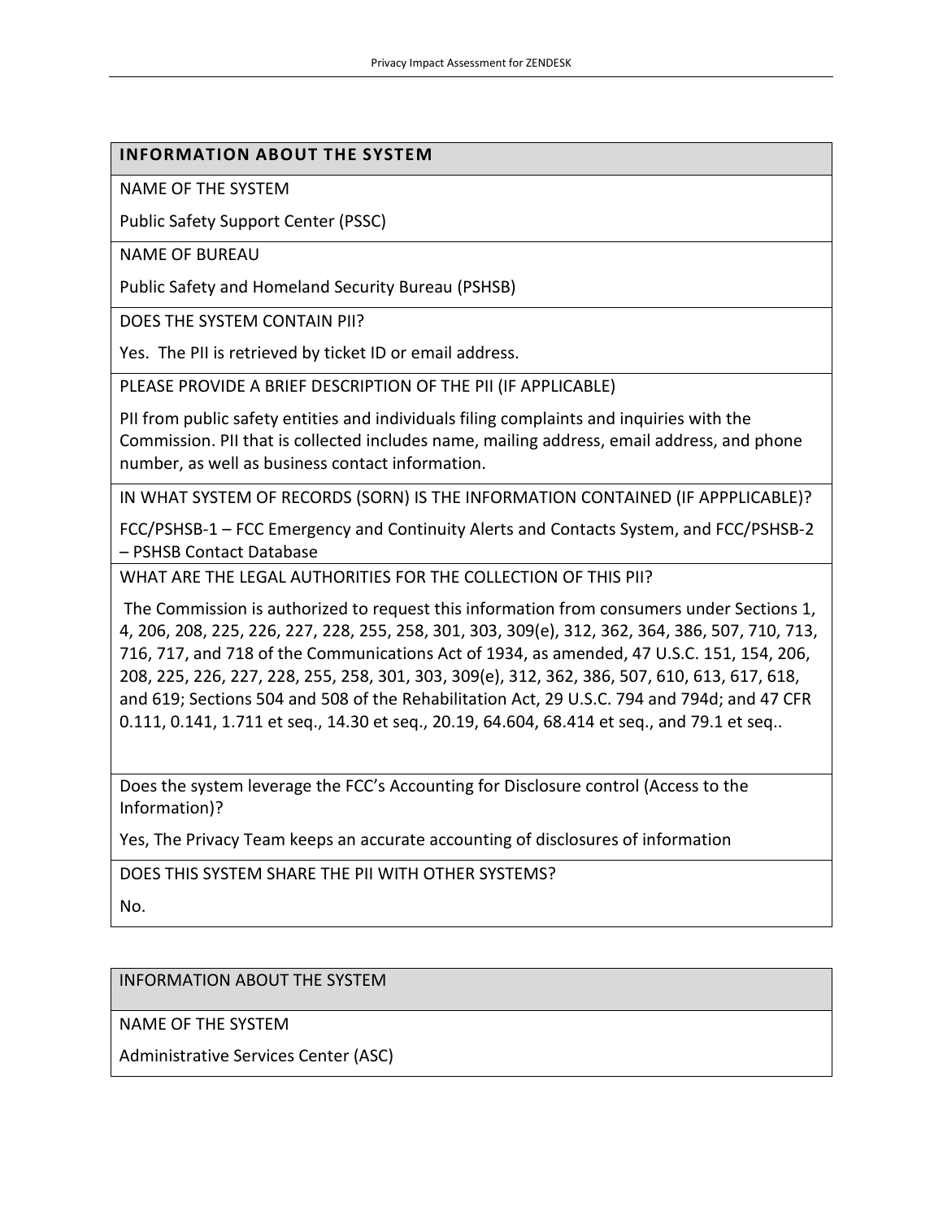| **INFORMATION ABOUT THE SYSTEM** |
|---|
| NAME OF THE SYSTEM |
| Public Safety Support Center (PSSC) |
| NAME OF BUREAU |
| Public Safety and Homeland Security Bureau (PSHSB) |
| DOES THE SYSTEM CONTAIN PII? |
| Yes. The PII is retrieved by ticket ID or email address. |
| PLEASE PROVIDE A BRIEF DESCRIPTION OF THE PII (IF APPLICABLE) |
| PII from public safety entities and individuals filing complaints and inquiries with the Commission. PII that is collected includes name, mailing address, email address, and phone number, as well as business contact information. |
| IN WHAT SYSTEM OF RECORDS (SORN) IS THE INFORMATION CONTAINED (IF APPPLICABLE)? |
| FCC/PSHSB-1 – FCC Emergency and Continuity Alerts and Contacts System, and FCC/PSHSB-2 – PSHSB Contact Database |
| WHAT ARE THE LEGAL AUTHORITIES FOR THE COLLECTION OF THIS PII? |
| The Commission is authorized to request this information from consumers under Sections 1, 4, 206, 208, 225, 226, 227, 228, 255, 258, 301, 303, 309(e), 312, 362, 364, 386, 507, 710, 713, 716, 717, and 718 of the Communications Act of 1934, as amended, 47 U.S.C. 151, 154, 206, 208, 225, 226, 227, 228, 255, 258, 301, 303, 309(e), 312, 362, 386, 507, 610, 613, 617, 618, and 619; Sections 504 and 508 of the Rehabilitation Act, 29 U.S.C. 794 and 794d; and 47 CFR 0.111, 0.141, 1.711 et seq., 14.30 et seq., 20.19, 64.604, 68.414 et seq., and 79.1 et seq.. |
| Does the system leverage the FCC's Accounting for Disclosure control (Access to the Information)? |
| Yes, The Privacy Team keeps an accurate accounting of disclosures of information |
| DOES THIS SYSTEM SHARE THE PII WITH OTHER SYSTEMS? |
| No. |

| INFORMATION ABOUT THE SYSTEM |
|---|
| NAME OF THE SYSTEM |
| Administrative Services Center (ASC) |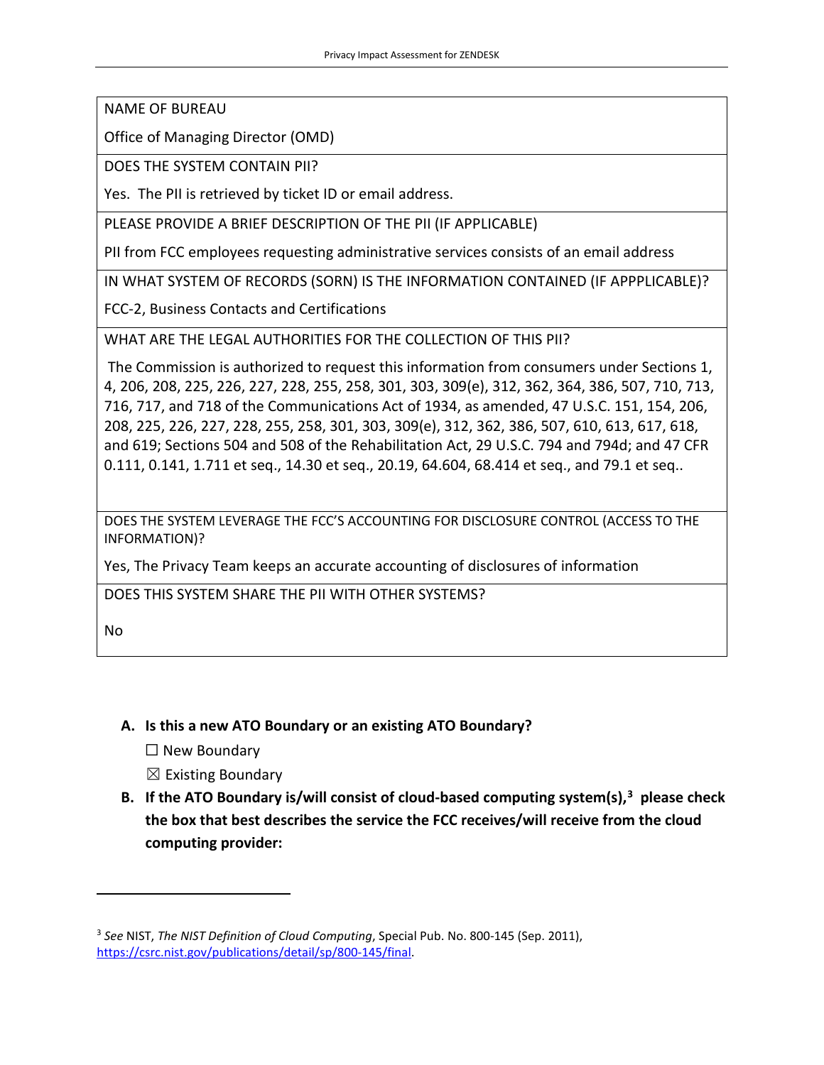| NAME OF BUREAU |
|---|
| Office of Managing Director (OMD) |
| DOES THE SYSTEM CONTAIN PII? |
| Yes. The PII is retrieved by ticket ID or email address. |
| PLEASE PROVIDE A BRIEF DESCRIPTION OF THE PII (IF APPLICABLE) |
| PII from FCC employees requesting administrative services consists of an email address |
| IN WHAT SYSTEM OF RECORDS (SORN) IS THE INFORMATION CONTAINED (IF APPPLICABLE)? |
| FCC-2, Business Contacts and Certifications |
| WHAT ARE THE LEGAL AUTHORITIES FOR THE COLLECTION OF THIS PII? |
| The Commission is authorized to request this information from consumers under Sections 1, 4, 206, 208, 225, 226, 227, 228, 255, 258, 301, 303, 309(e), 312, 362, 364, 386, 507, 710, 713, 716, 717, and 718 of the Communications Act of 1934, as amended, 47 U.S.C. 151, 154, 206, 208, 225, 226, 227, 228, 255, 258, 301, 303, 309(e), 312, 362, 386, 507, 610, 613, 617, 618, and 619; Sections 504 and 508 of the Rehabilitation Act, 29 U.S.C. 794 and 794d; and 47 CFR 0.111, 0.141, 1.711 et seq., 14.30 et seq., 20.19, 64.604, 68.414 et seq., and 79.1 et seq.. |
| DOES THE SYSTEM LEVERAGE THE FCC'S ACCOUNTING FOR DISCLOSURE CONTROL (ACCESS TO THE INFORMATION)? |
| Yes, The Privacy Team keeps an accurate accounting of disclosures of information |
| DOES THIS SYSTEM SHARE THE PII WITH OTHER SYSTEMS? |
| No |

**A. Is this a new ATO Boundary or an existing ATO Boundary?**

☐ New Boundary

☒ Existing Boundary

**B. If the ATO Boundary is/will consist of cloud-based computing system(s),[3] please check the box that best describes the service the FCC receives/will receive from the cloud computing provider:**

[3] *See* NIST, *The NIST Definition of Cloud Computing*, Special Pub. No. 800-145 (Sep. 2011), https://csrc.nist.gov/publications/detail/sp/800-145/final.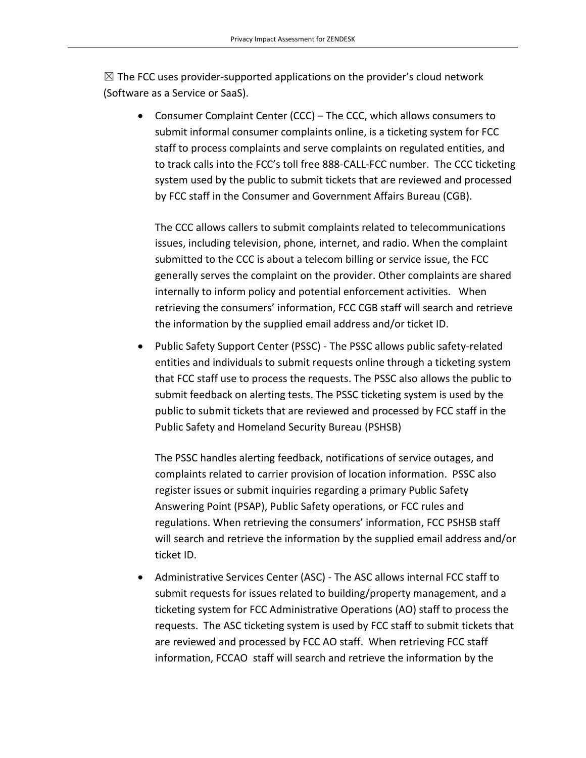☒ The FCC uses provider-supported applications on the provider's cloud network (Software as a Service or SaaS).

- Consumer Complaint Center (CCC) – The CCC, which allows consumers to submit informal consumer complaints online, is a ticketing system for FCC staff to process complaints and serve complaints on regulated entities, and to track calls into the FCC's toll free 888-CALL-FCC number. The CCC ticketing system used by the public to submit tickets that are reviewed and processed by FCC staff in the Consumer and Government Affairs Bureau (CGB).

  The CCC allows callers to submit complaints related to telecommunications issues, including television, phone, internet, and radio. When the complaint submitted to the CCC is about a telecom billing or service issue, the FCC generally serves the complaint on the provider. Other complaints are shared internally to inform policy and potential enforcement activities. When retrieving the consumers' information, FCC CGB staff will search and retrieve the information by the supplied email address and/or ticket ID.

- Public Safety Support Center (PSSC) - The PSSC allows public safety-related entities and individuals to submit requests online through a ticketing system that FCC staff use to process the requests. The PSSC also allows the public to submit feedback on alerting tests. The PSSC ticketing system is used by the public to submit tickets that are reviewed and processed by FCC staff in the Public Safety and Homeland Security Bureau (PSHSB)

  The PSSC handles alerting feedback, notifications of service outages, and complaints related to carrier provision of location information. PSSC also register issues or submit inquiries regarding a primary Public Safety Answering Point (PSAP), Public Safety operations, or FCC rules and regulations. When retrieving the consumers' information, FCC PSHSB staff will search and retrieve the information by the supplied email address and/or ticket ID.

- Administrative Services Center (ASC) - The ASC allows internal FCC staff to submit requests for issues related to building/property management, and a ticketing system for FCC Administrative Operations (AO) staff to process the requests. The ASC ticketing system is used by FCC staff to submit tickets that are reviewed and processed by FCC AO staff. When retrieving FCC staff information, FCCAO staff will search and retrieve the information by the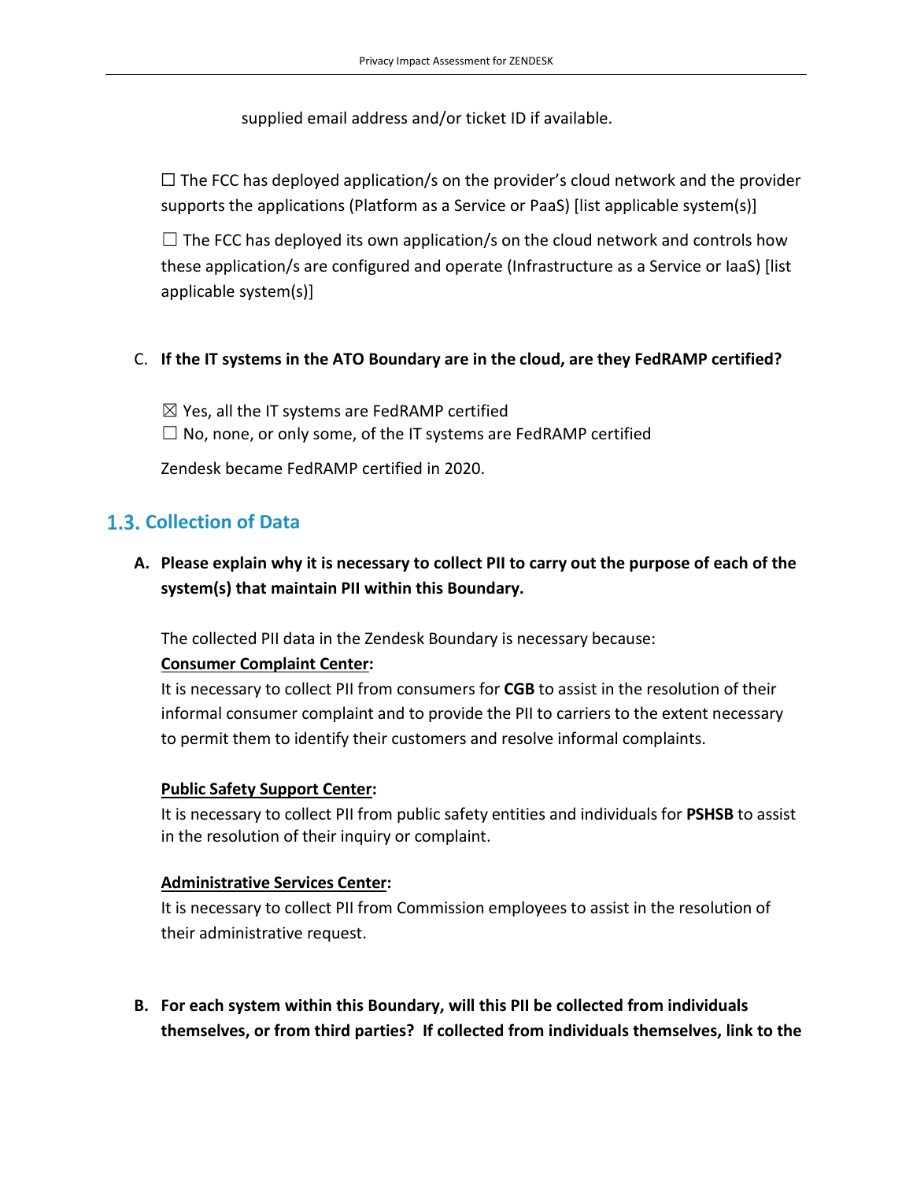supplied email address and/or ticket ID if available.

☐ The FCC has deployed application/s on the provider's cloud network and the provider supports the applications (Platform as a Service or PaaS) [list applicable system(s)]

☐ The FCC has deployed its own application/s on the cloud network and controls how these application/s are configured and operate (Infrastructure as a Service or IaaS) [list applicable system(s)]

C. **If the IT systems in the ATO Boundary are in the cloud, are they FedRAMP certified?**

☒ Yes, all the IT systems are FedRAMP certified
☐ No, none, or only some, of the IT systems are FedRAMP certified

Zendesk became FedRAMP certified in 2020.

## 1.3. Collection of Data

**A. Please explain why it is necessary to collect PII to carry out the purpose of each of the system(s) that maintain PII within this Boundary.**

The collected PII data in the Zendesk Boundary is necessary because:

**Consumer Complaint Center:**
It is necessary to collect PII from consumers for **CGB** to assist in the resolution of their informal consumer complaint and to provide the PII to carriers to the extent necessary to permit them to identify their customers and resolve informal complaints.

**Public Safety Support Center:**
It is necessary to collect PII from public safety entities and individuals for **PSHSB** to assist in the resolution of their inquiry or complaint.

**Administrative Services Center:**
It is necessary to collect PII from Commission employees to assist in the resolution of their administrative request.

**B. For each system within this Boundary, will this PII be collected from individuals themselves, or from third parties? If collected from individuals themselves, link to the**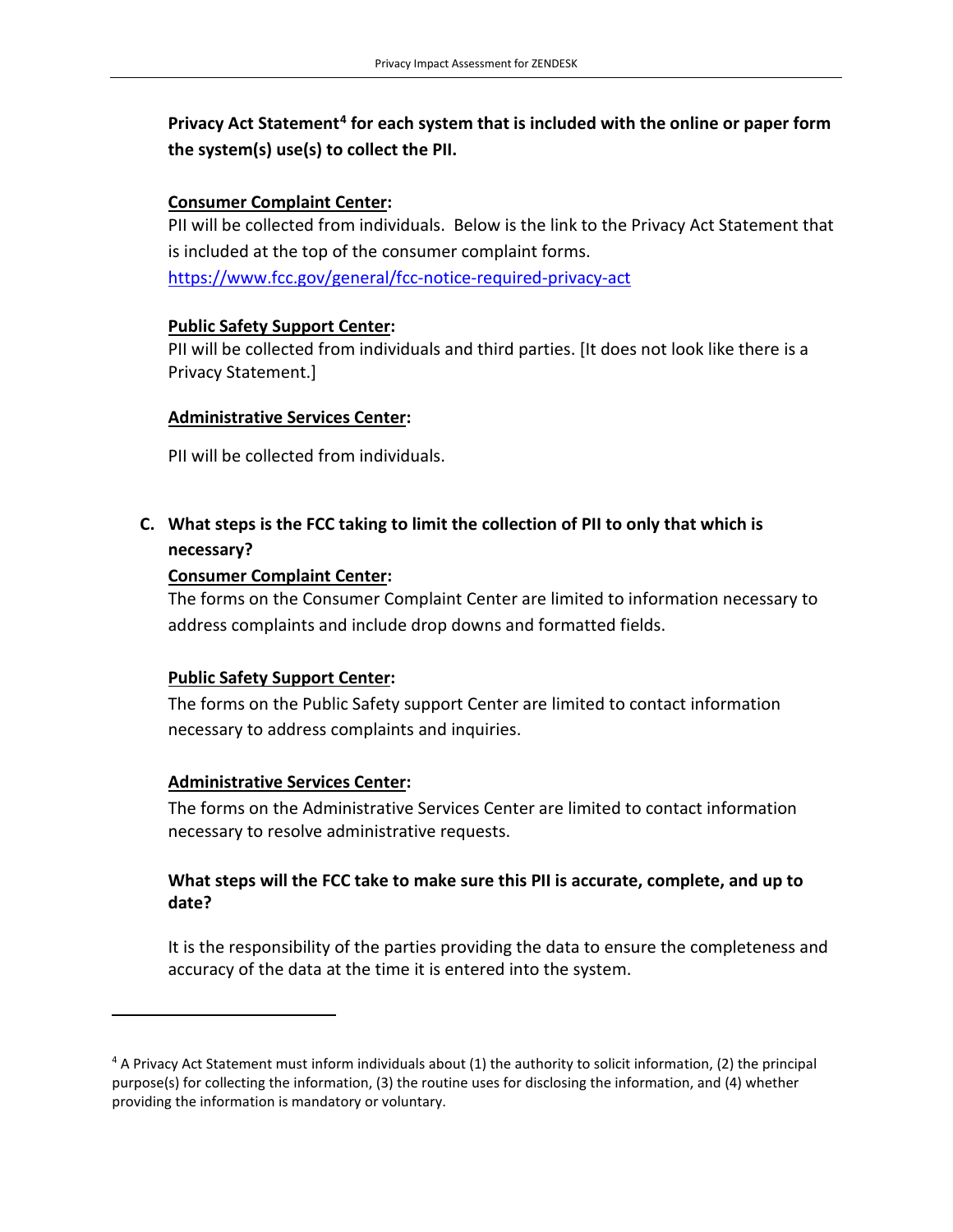**Privacy Act Statement[4] for each system that is included with the online or paper form the system(s) use(s) to collect the PII.**

**<u>Consumer Complaint Center</u>:**
PII will be collected from individuals. Below is the link to the Privacy Act Statement that is included at the top of the consumer complaint forms.
https://www.fcc.gov/general/fcc-notice-required-privacy-act

**<u>Public Safety Support Center</u>:**
PII will be collected from individuals and third parties. [It does not look like there is a Privacy Statement.]

**<u>Administrative Services Center</u>:**

PII will be collected from individuals.

**C. What steps is the FCC taking to limit the collection of PII to only that which is necessary?**

**<u>Consumer Complaint Center</u>:**
The forms on the Consumer Complaint Center are limited to information necessary to address complaints and include drop downs and formatted fields.

**<u>Public Safety Support Center</u>:**
The forms on the Public Safety support Center are limited to contact information necessary to address complaints and inquiries.

**<u>Administrative Services Center</u>:**
The forms on the Administrative Services Center are limited to contact information necessary to resolve administrative requests.

**What steps will the FCC take to make sure this PII is accurate, complete, and up to date?**

It is the responsibility of the parties providing the data to ensure the completeness and accuracy of the data at the time it is entered into the system.

---

[4] A Privacy Act Statement must inform individuals about (1) the authority to solicit information, (2) the principal purpose(s) for collecting the information, (3) the routine uses for disclosing the information, and (4) whether providing the information is mandatory or voluntary.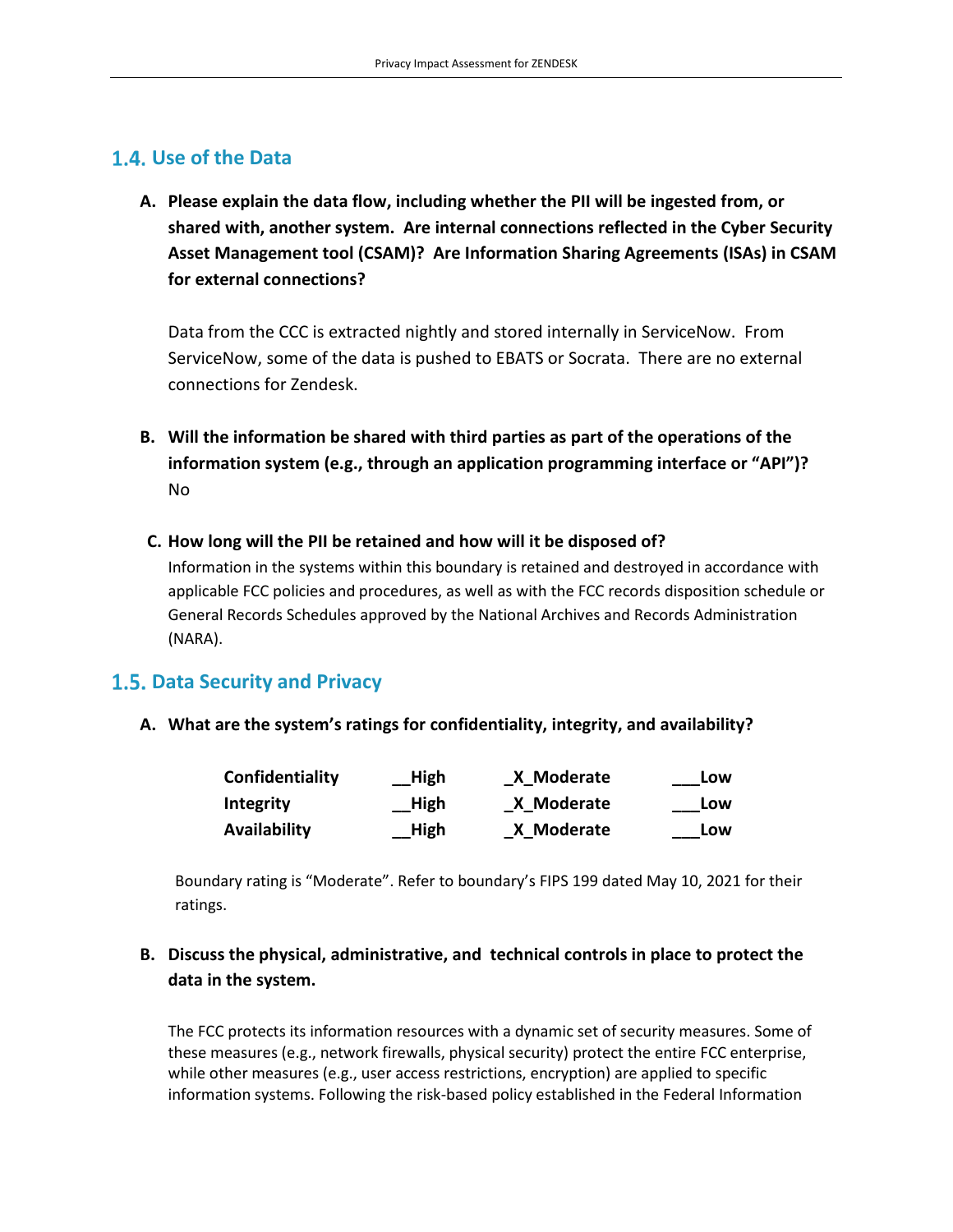## 1.4. Use of the Data

**A. Please explain the data flow, including whether the PII will be ingested from, or shared with, another system. Are internal connections reflected in the Cyber Security Asset Management tool (CSAM)? Are Information Sharing Agreements (ISAs) in CSAM for external connections?**

Data from the CCC is extracted nightly and stored internally in ServiceNow. From ServiceNow, some of the data is pushed to EBATS or Socrata. There are no external connections for Zendesk.

**B. Will the information be shared with third parties as part of the operations of the information system (e.g., through an application programming interface or "API")?**
No

**C. How long will the PII be retained and how will it be disposed of?**
Information in the systems within this boundary is retained and destroyed in accordance with applicable FCC policies and procedures, as well as with the FCC records disposition schedule or General Records Schedules approved by the National Archives and Records Administration (NARA).

## 1.5. Data Security and Privacy

**A. What are the system's ratings for confidentiality, integrity, and availability?**

| | | | |
|---|---|---|---|
| **Confidentiality** | **__High** | **_X_Moderate** | **___Low** |
| **Integrity** | **__High** | **_X_Moderate** | **___Low** |
| **Availability** | **__High** | **_X_Moderate** | **___Low** |

Boundary rating is "Moderate". Refer to boundary's FIPS 199 dated May 10, 2021 for their ratings.

**B. Discuss the physical, administrative, and technical controls in place to protect the data in the system.**

The FCC protects its information resources with a dynamic set of security measures. Some of these measures (e.g., network firewalls, physical security) protect the entire FCC enterprise, while other measures (e.g., user access restrictions, encryption) are applied to specific information systems. Following the risk-based policy established in the Federal Information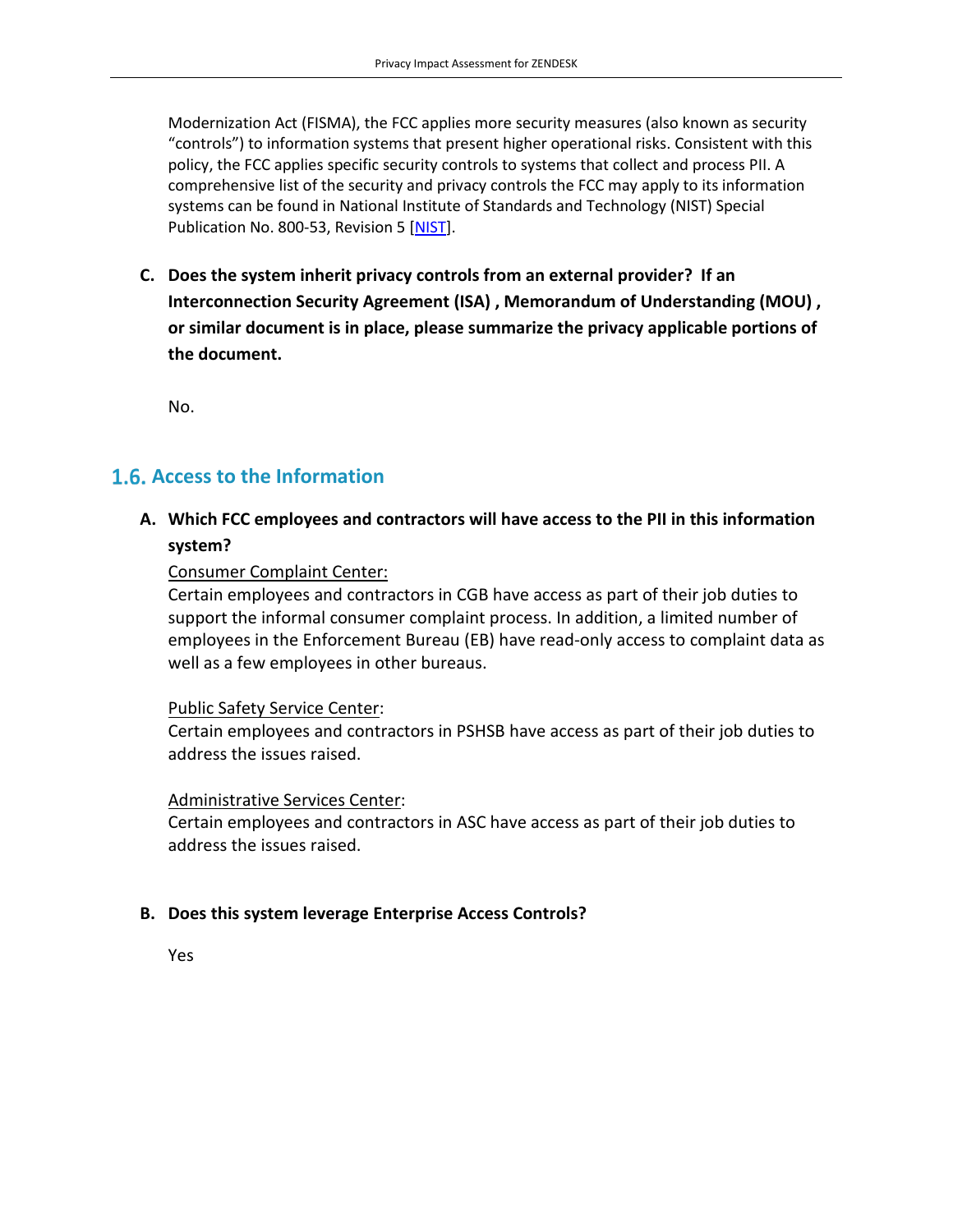Modernization Act (FISMA), the FCC applies more security measures (also known as security "controls") to information systems that present higher operational risks. Consistent with this policy, the FCC applies specific security controls to systems that collect and process PII. A comprehensive list of the security and privacy controls the FCC may apply to its information systems can be found in National Institute of Standards and Technology (NIST) Special Publication No. 800-53, Revision 5 [NIST].

**C. Does the system inherit privacy controls from an external provider? If an Interconnection Security Agreement (ISA) , Memorandum of Understanding (MOU) , or similar document is in place, please summarize the privacy applicable portions of the document.**

No.

## 1.6. Access to the Information

**A. Which FCC employees and contractors will have access to the PII in this information system?**

Consumer Complaint Center:
Certain employees and contractors in CGB have access as part of their job duties to support the informal consumer complaint process. In addition, a limited number of employees in the Enforcement Bureau (EB) have read-only access to complaint data as well as a few employees in other bureaus.

Public Safety Service Center:
Certain employees and contractors in PSHSB have access as part of their job duties to address the issues raised.

Administrative Services Center:
Certain employees and contractors in ASC have access as part of their job duties to address the issues raised.

**B. Does this system leverage Enterprise Access Controls?**

Yes